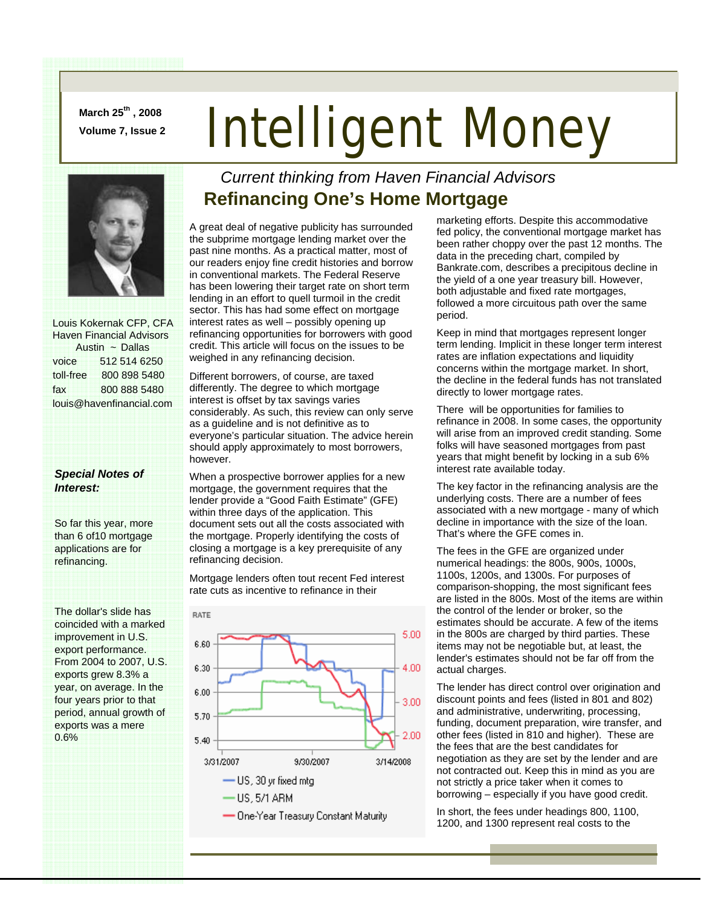**March 25th, 2008**
**Volume 7, Issue 2**

# Intelligent Money

Louis Kokernak CFP, CFA
Haven Financial Advisors
Austin ~ Dallas
voice 512 514 6250
toll-free 800 898 5480
fax 800 888 5480
louis@havenfinancial.com

***Special Notes of Interest:***

So far this year, more than 6 of10 mortgage applications are for refinancing.

The dollar's slide has coincided with a marked improvement in U.S. export performance. From 2004 to 2007, U.S. exports grew 8.3% a year, on average. In the four years prior to that period, annual growth of exports was a mere 0.6%

*Current thinking from Haven Financial Advisors*

## Refinancing One's Home Mortgage

A great deal of negative publicity has surrounded the subprime mortgage lending market over the past nine months. As a practical matter, most of our readers enjoy fine credit histories and borrow in conventional markets. The Federal Reserve has been lowering their target rate on short term lending in an effort to quell turmoil in the credit sector. This has had some effect on mortgage interest rates as well – possibly opening up refinancing opportunities for borrowers with good credit. This article will focus on the issues to be weighed in any refinancing decision.

Different borrowers, of course, are taxed differently. The degree to which mortgage interest is offset by tax savings varies considerably. As such, this review can only serve as a guideline and is not definitive as to everyone's particular situation. The advice herein should apply approximately to most borrowers, however.

When a prospective borrower applies for a new mortgage, the government requires that the lender provide a "Good Faith Estimate" (GFE) within three days of the application. This document sets out all the costs associated with the mortgage. Properly identifying the costs of closing a mortgage is a key prerequisite of any refinancing decision.

Mortgage lenders often tout recent Fed interest rate cuts as incentive to refinance in their marketing efforts. Despite this accommodative fed policy, the conventional mortgage market has been rather choppy over the past 12 months. The data in the preceding chart, compiled by Bankrate.com, describes a precipitous decline in the yield of a one year treasury bill. However, both adjustable and fixed rate mortgages, followed a more circuitous path over the same period.

Keep in mind that mortgages represent longer term lending. Implicit in these longer term interest rates are inflation expectations and liquidity concerns within the mortgage market. In short, the decline in the federal funds has not translated directly to lower mortgage rates.

There will be opportunities for families to refinance in 2008. In some cases, the opportunity will arise from an improved credit standing. Some folks will have seasoned mortgages from past years that might benefit by locking in a sub 6% interest rate available today.

The key factor in the refinancing analysis are the underlying costs. There are a number of fees associated with a new mortgage - many of which decline in importance with the size of the loan. That's where the GFE comes in.

The fees in the GFE are organized under numerical headings: the 800s, 900s, 1000s, 1100s, 1200s, and 1300s. For purposes of comparison-shopping, the most significant fees are listed in the 800s. Most of the items are within the control of the lender or broker, so the estimates should be accurate. A few of the items in the 800s are charged by third parties. These items may not be negotiable but, at least, the lender's estimates should not be far off from the actual charges.

The lender has direct control over origination and discount points and fees (listed in 801 and 802) and administrative, underwriting, processing, funding, document preparation, wire transfer, and other fees (listed in 810 and higher). These are the fees that are the best candidates for negotiation as they are set by the lender and are not contracted out. Keep this in mind as you are not strictly a price taker when it comes to borrowing – especially if you have good credit.

In short, the fees under headings 800, 1100, 1200, and 1300 represent real costs to the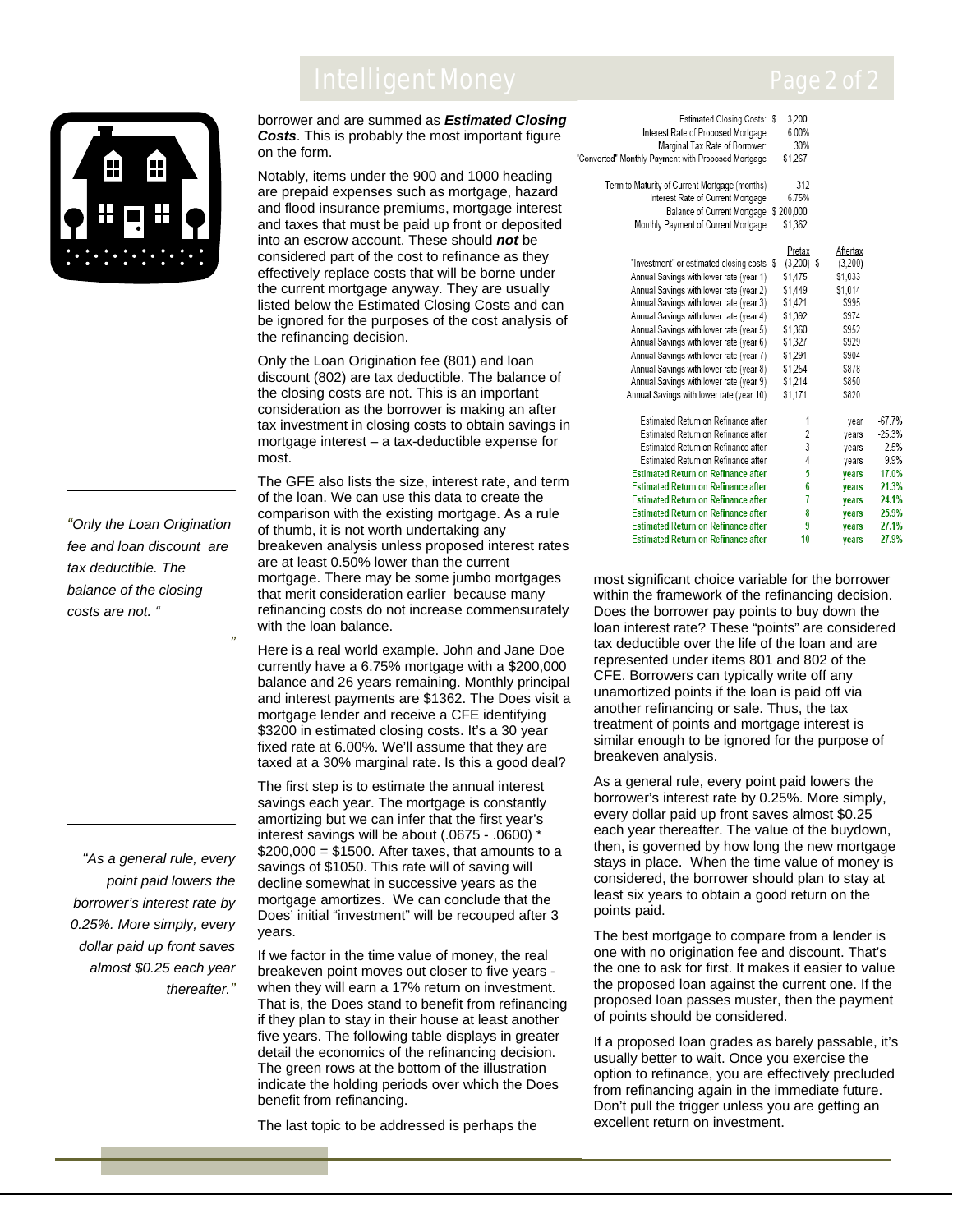borrower and are summed as ***Estimated Closing Costs***. This is probably the most important figure on the form.

Notably, items under the 900 and 1000 heading are prepaid expenses such as mortgage, hazard and flood insurance premiums, mortgage interest and taxes that must be paid up front or deposited into an escrow account. These should ***not*** be considered part of the cost to refinance as they effectively replace costs that will be borne under the current mortgage anyway. They are usually listed below the Estimated Closing Costs and can be ignored for the purposes of the cost analysis of the refinancing decision.

Only the Loan Origination fee (801) and loan discount (802) are tax deductible. The balance of the closing costs are not. This is an important consideration as the borrower is making an after tax investment in closing costs to obtain savings in mortgage interest – a tax-deductible expense for most.

*"Only the Loan Origination fee and loan discount are tax deductible. The balance of the closing costs are not. "*

The GFE also lists the size, interest rate, and term of the loan. We can use this data to create the comparison with the existing mortgage. As a rule of thumb, it is not worth undertaking any breakeven analysis unless proposed interest rates are at least 0.50% lower than the current mortgage. There may be some jumbo mortgages that merit consideration earlier because many refinancing costs do not increase commensurately with the loan balance.

Here is a real world example. John and Jane Doe currently have a 6.75% mortgage with a $200,000 balance and 26 years remaining. Monthly principal and interest payments are $1362. The Does visit a mortgage lender and receive a CFE identifying $3200 in estimated closing costs. It's a 30 year fixed rate at 6.00%. We'll assume that they are taxed at a 30% marginal rate. Is this a good deal?

The first step is to estimate the annual interest savings each year. The mortgage is constantly amortizing but we can infer that the first year's interest savings will be about (.0675 - .0600) * $200,000 = $1500. After taxes, that amounts to a savings of $1050. This rate will of saving will decline somewhat in successive years as the mortgage amortizes. We can conclude that the Does' initial "investment" will be recouped after 3 years.

If we factor in the time value of money, the real breakeven point moves out closer to five years - when they will earn a 17% return on investment. That is, the Does stand to benefit from refinancing if they plan to stay in their house at least another five years. The following table displays in greater detail the economics of the refinancing decision. The green rows at the bottom of the illustration indicate the holding periods over which the Does benefit from refinancing.

| | |
|---|---|
| Estimated Closing Costs: | $ 3,200 |
| Interest Rate of Proposed Mortgage | 6.00% |
| Marginal Tax Rate of Borrower: | 30% |
| "Converted" Monthly Payment with Proposed Mortgage | $1,267 |
| Term to Maturity of Current Mortgage (months) | 312 |
| Interest Rate of Current Mortgage | 6.75% |
| Balance of Current Mortgage | $ 200,000 |
| Monthly Payment of Current Mortgage | $1,362 |

| | Pretax | Aftertax |
|---|---|---|
| "Investment" or estimated closing costs | $ (3,200) | $ (3,200) |
| Annual Savings with lower rate (year 1) | $1,475 | $1,033 |
| Annual Savings with lower rate (year 2) | $1,449 | $1,014 |
| Annual Savings with lower rate (year 3) | $1,421 | $995 |
| Annual Savings with lower rate (year 4) | $1,392 | $974 |
| Annual Savings with lower rate (year 5) | $1,360 | $952 |
| Annual Savings with lower rate (year 6) | $1,327 | $929 |
| Annual Savings with lower rate (year 7) | $1,291 | $904 |
| Annual Savings with lower rate (year 8) | $1,254 | $878 |
| Annual Savings with lower rate (year 9) | $1,214 | $850 |
| Annual Savings with lower rate (year 10) | $1,171 | $820 |

| | | | |
|---|---|---|---|
| Estimated Return on Refinance after | 1 | year | -67.7% |
| Estimated Return on Refinance after | 2 | years | -25.3% |
| Estimated Return on Refinance after | 3 | years | -2.5% |
| Estimated Return on Refinance after | 4 | years | 9.9% |
| **Estimated Return on Refinance after** | **5** | **years** | **17.0%** |
| **Estimated Return on Refinance after** | **6** | **years** | **21.3%** |
| **Estimated Return on Refinance after** | **7** | **years** | **24.1%** |
| **Estimated Return on Refinance after** | **8** | **years** | **25.9%** |
| **Estimated Return on Refinance after** | **9** | **years** | **27.1%** |
| **Estimated Return on Refinance after** | **10** | **years** | **27.9%** |

The last topic to be addressed is perhaps the most significant choice variable for the borrower within the framework of the refinancing decision. Does the borrower pay points to buy down the loan interest rate? These "points" are considered tax deductible over the life of the loan and are represented under items 801 and 802 of the CFE. Borrowers can typically write off any unamortized points if the loan is paid off via another refinancing or sale. Thus, the tax treatment of points and mortgage interest is similar enough to be ignored for the purpose of breakeven analysis.

*"As a general rule, every point paid lowers the borrower's interest rate by 0.25%. More simply, every dollar paid up front saves almost $0.25 each year thereafter."*

As a general rule, every point paid lowers the borrower's interest rate by 0.25%. More simply, every dollar paid up front saves almost $0.25 each year thereafter. The value of the buydown, then, is governed by how long the new mortgage stays in place. When the time value of money is considered, the borrower should plan to stay at least six years to obtain a good return on the points paid.

The best mortgage to compare from a lender is one with no origination fee and discount. That's the one to ask for first. It makes it easier to value the proposed loan against the current one. If the proposed loan passes muster, then the payment of points should be considered.

If a proposed loan grades as barely passable, it's usually better to wait. Once you exercise the option to refinance, you are effectively precluded from refinancing again in the immediate future. Don't pull the trigger unless you are getting an excellent return on investment.